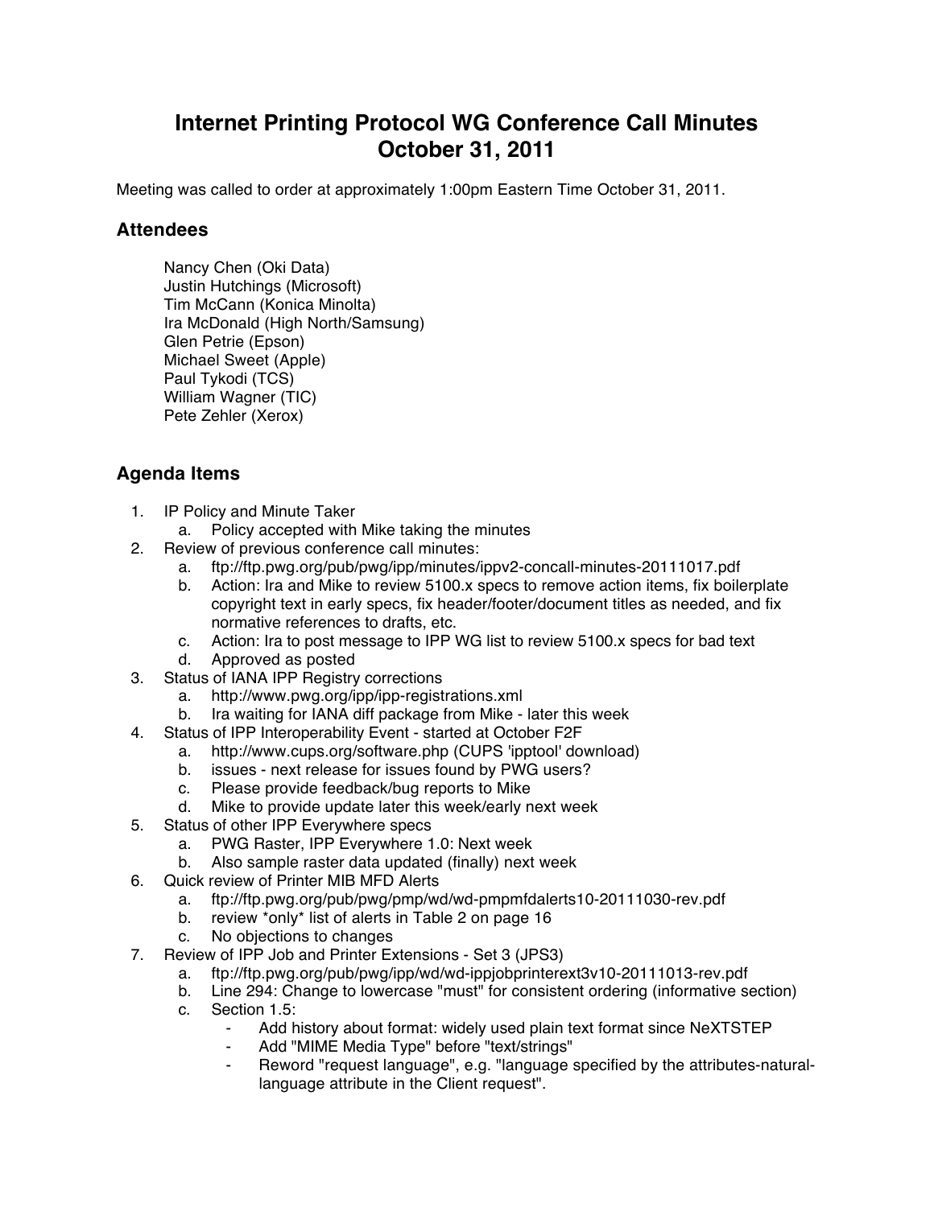# Internet Printing Protocol WG Conference Call Minutes
# October 31, 2011

Meeting was called to order at approximately 1:00pm Eastern Time October 31, 2011.

## Attendees

Nancy Chen (Oki Data)
Justin Hutchings (Microsoft)
Tim McCann (Konica Minolta)
Ira McDonald (High North/Samsung)
Glen Petrie (Epson)
Michael Sweet (Apple)
Paul Tykodi (TCS)
William Wagner (TIC)
Pete Zehler (Xerox)

## Agenda Items

1. IP Policy and Minute Taker
   a. Policy accepted with Mike taking the minutes
2. Review of previous conference call minutes:
   a. ftp://ftp.pwg.org/pub/pwg/ipp/minutes/ippv2-concall-minutes-20111017.pdf
   b. Action: Ira and Mike to review 5100.x specs to remove action items, fix boilerplate copyright text in early specs, fix header/footer/document titles as needed, and fix normative references to drafts, etc.
   c. Action: Ira to post message to IPP WG list to review 5100.x specs for bad text
   d. Approved as posted
3. Status of IANA IPP Registry corrections
   a. http://www.pwg.org/ipp/ipp-registrations.xml
   b. Ira waiting for IANA diff package from Mike - later this week
4. Status of IPP Interoperability Event - started at October F2F
   a. http://www.cups.org/software.php (CUPS 'ipptool' download)
   b. issues - next release for issues found by PWG users?
   c. Please provide feedback/bug reports to Mike
   d. Mike to provide update later this week/early next week
5. Status of other IPP Everywhere specs
   a. PWG Raster, IPP Everywhere 1.0: Next week
   b. Also sample raster data updated (finally) next week
6. Quick review of Printer MIB MFD Alerts
   a. ftp://ftp.pwg.org/pub/pwg/pmp/wd/wd-pmpmfdalerts10-20111030-rev.pdf
   b. review *only* list of alerts in Table 2 on page 16
   c. No objections to changes
7. Review of IPP Job and Printer Extensions - Set 3 (JPS3)
   a. ftp://ftp.pwg.org/pub/pwg/ipp/wd/wd-ippjobprinterext3v10-20111013-rev.pdf
   b. Line 294: Change to lowercase "must" for consistent ordering (informative section)
   c. Section 1.5:
      - Add history about format: widely used plain text format since NeXTSTEP
      - Add "MIME Media Type" before "text/strings"
      - Reword "request language", e.g. "language specified by the attributes-natural-language attribute in the Client request".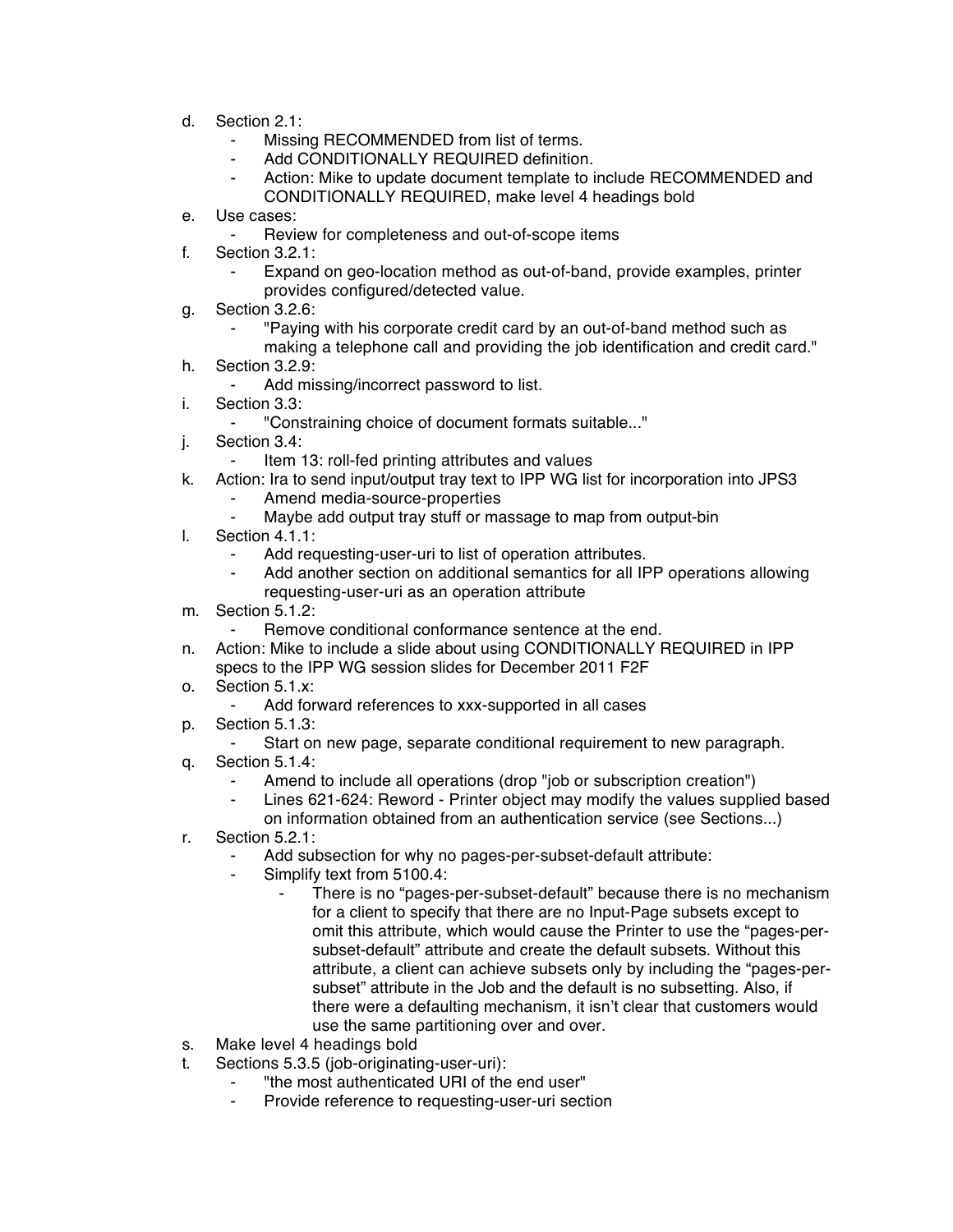d. Section 2.1:
    - Missing RECOMMENDED from list of terms.
    - Add CONDITIONALLY REQUIRED definition.
    - Action: Mike to update document template to include RECOMMENDED and CONDITIONALLY REQUIRED, make level 4 headings bold
e. Use cases:
    - Review for completeness and out-of-scope items
f. Section 3.2.1:
    - Expand on geo-location method as out-of-band, provide examples, printer provides configured/detected value.
g. Section 3.2.6:
    - "Paying with his corporate credit card by an out-of-band method such as making a telephone call and providing the job identification and credit card."
h. Section 3.2.9:
    - Add missing/incorrect password to list.
i. Section 3.3:
    - "Constraining choice of document formats suitable..."
j. Section 3.4:
    - Item 13: roll-fed printing attributes and values
k. Action: Ira to send input/output tray text to IPP WG list for incorporation into JPS3
    - Amend media-source-properties
    - Maybe add output tray stuff or massage to map from output-bin
l. Section 4.1.1:
    - Add requesting-user-uri to list of operation attributes.
    - Add another section on additional semantics for all IPP operations allowing requesting-user-uri as an operation attribute
m. Section 5.1.2:
    - Remove conditional conformance sentence at the end.
n. Action: Mike to include a slide about using CONDITIONALLY REQUIRED in IPP specs to the IPP WG session slides for December 2011 F2F
o. Section 5.1.x:
    - Add forward references to xxx-supported in all cases
p. Section 5.1.3:
    - Start on new page, separate conditional requirement to new paragraph.
q. Section 5.1.4:
    - Amend to include all operations (drop "job or subscription creation")
    - Lines 621-624: Reword - Printer object may modify the values supplied based on information obtained from an authentication service (see Sections...)
r. Section 5.2.1:
    - Add subsection for why no pages-per-subset-default attribute:
    - Simplify text from 5100.4:
        - There is no "pages-per-subset-default" because there is no mechanism for a client to specify that there are no Input-Page subsets except to omit this attribute, which would cause the Printer to use the "pages-per-subset-default" attribute and create the default subsets. Without this attribute, a client can achieve subsets only by including the "pages-per-subset" attribute in the Job and the default is no subsetting. Also, if there were a defaulting mechanism, it isn't clear that customers would use the same partitioning over and over.
s. Make level 4 headings bold
t. Sections 5.3.5 (job-originating-user-uri):
    - "the most authenticated URI of the end user"
    - Provide reference to requesting-user-uri section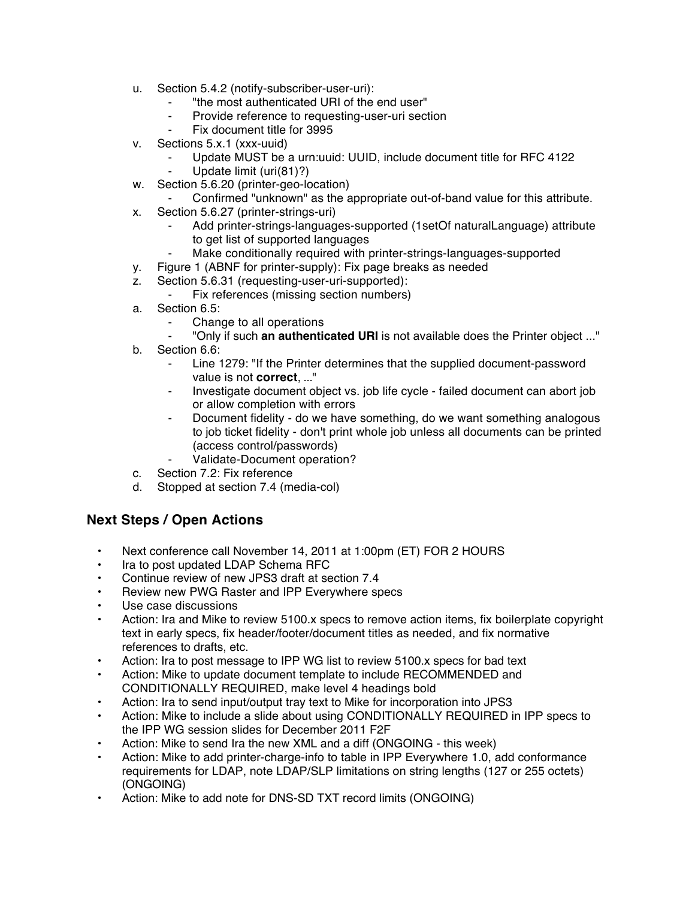u. Section 5.4.2 (notify-subscriber-user-uri):
    - "the most authenticated URI of the end user"
    - Provide reference to requesting-user-uri section
    - Fix document title for 3995
v. Sections 5.x.1 (xxx-uuid)
    - Update MUST be a urn:uuid: UUID, include document title for RFC 4122
    - Update limit (uri(81)?)
w. Section 5.6.20 (printer-geo-location)
    - Confirmed "unknown" as the appropriate out-of-band value for this attribute.
x. Section 5.6.27 (printer-strings-uri)
    - Add printer-strings-languages-supported (1setOf naturalLanguage) attribute to get list of supported languages
    - Make conditionally required with printer-strings-languages-supported
y. Figure 1 (ABNF for printer-supply): Fix page breaks as needed
z. Section 5.6.31 (requesting-user-uri-supported):
    - Fix references (missing section numbers)
a. Section 6.5:
    - Change to all operations
    - "Only if such **an authenticated URI** is not available does the Printer object ..."
b. Section 6.6:
    - Line 1279: "If the Printer determines that the supplied document-password value is not **correct**, ..."
    - Investigate document object vs. job life cycle - failed document can abort job or allow completion with errors
    - Document fidelity - do we have something, do we want something analogous to job ticket fidelity - don't print whole job unless all documents can be printed (access control/passwords)
    - Validate-Document operation?
c. Section 7.2: Fix reference
d. Stopped at section 7.4 (media-col)

## Next Steps / Open Actions

- Next conference call November 14, 2011 at 1:00pm (ET) FOR 2 HOURS
- Ira to post updated LDAP Schema RFC
- Continue review of new JPS3 draft at section 7.4
- Review new PWG Raster and IPP Everywhere specs
- Use case discussions
- Action: Ira and Mike to review 5100.x specs to remove action items, fix boilerplate copyright text in early specs, fix header/footer/document titles as needed, and fix normative references to drafts, etc.
- Action: Ira to post message to IPP WG list to review 5100.x specs for bad text
- Action: Mike to update document template to include RECOMMENDED and CONDITIONALLY REQUIRED, make level 4 headings bold
- Action: Ira to send input/output tray text to Mike for incorporation into JPS3
- Action: Mike to include a slide about using CONDITIONALLY REQUIRED in IPP specs to the IPP WG session slides for December 2011 F2F
- Action: Mike to send Ira the new XML and a diff (ONGOING - this week)
- Action: Mike to add printer-charge-info to table in IPP Everywhere 1.0, add conformance requirements for LDAP, note LDAP/SLP limitations on string lengths (127 or 255 octets) (ONGOING)
- Action: Mike to add note for DNS-SD TXT record limits (ONGOING)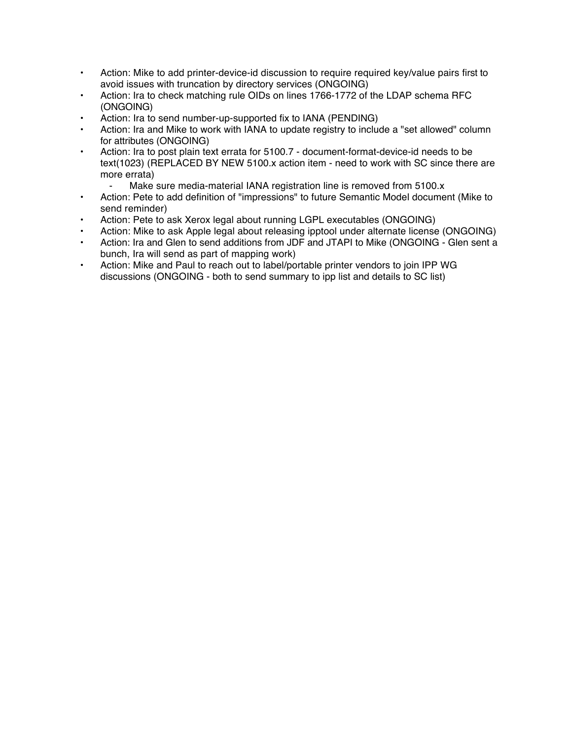- Action: Mike to add printer-device-id discussion to require required key/value pairs first to avoid issues with truncation by directory services (ONGOING)
- Action: Ira to check matching rule OIDs on lines 1766-1772 of the LDAP schema RFC (ONGOING)
- Action: Ira to send number-up-supported fix to IANA (PENDING)
- Action: Ira and Mike to work with IANA to update registry to include a "set allowed" column for attributes (ONGOING)
- Action: Ira to post plain text errata for 5100.7 - document-format-device-id needs to be text(1023) (REPLACED BY NEW 5100.x action item - need to work with SC since there are more errata)
  - Make sure media-material IANA registration line is removed from 5100.x
- Action: Pete to add definition of "impressions" to future Semantic Model document (Mike to send reminder)
- Action: Pete to ask Xerox legal about running LGPL executables (ONGOING)
- Action: Mike to ask Apple legal about releasing ipptool under alternate license (ONGOING)
- Action: Ira and Glen to send additions from JDF and JTAPI to Mike (ONGOING - Glen sent a bunch, Ira will send as part of mapping work)
- Action: Mike and Paul to reach out to label/portable printer vendors to join IPP WG discussions (ONGOING - both to send summary to ipp list and details to SC list)